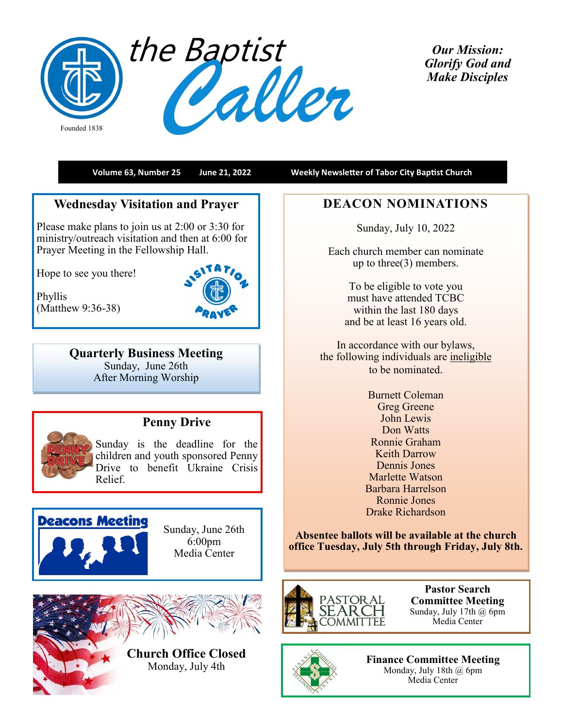# the Baptist Caller

Founded 1838

***Our Mission: Glorify God and Make Disciples***

**Volume 63, Number 25 June 21, 2022 Weekly Newsletter of Tabor City Baptist Church**

## Wednesday Visitation and Prayer

Please make plans to join us at 2:00 or 3:30 for ministry/outreach visitation and then at 6:00 for Prayer Meeting in the Fellowship Hall.

Hope to see you there!

Phyllis
(Matthew 9:36-38)

## Quarterly Business Meeting

Sunday, June 26th
After Morning Worship

## Penny Drive

Sunday is the deadline for the children and youth sponsored Penny Drive to benefit Ukraine Crisis Relief.

## Deacons Meeting

Sunday, June 26th
6:00pm
Media Center

## Church Office Closed

Monday, July 4th

## DEACON NOMINATIONS

Sunday, July 10, 2022

Each church member can nominate up to three(3) members.

To be eligible to vote you must have attended TCBC within the last 180 days and be at least 16 years old.

In accordance with our bylaws, the following individuals are ineligible to be nominated.

Burnett Coleman
Greg Greene
John Lewis
Don Watts
Ronnie Graham
Keith Darrow
Dennis Jones
Marlette Watson
Barbara Harrelson
Ronnie Jones
Drake Richardson

**Absentee ballots will be available at the church office Tuesday, July 5th through Friday, July 8th.**

## Pastor Search Committee Meeting

Sunday, July 17th @ 6pm
Media Center

## Finance Committee Meeting

Monday, July 18th @ 6pm
Media Center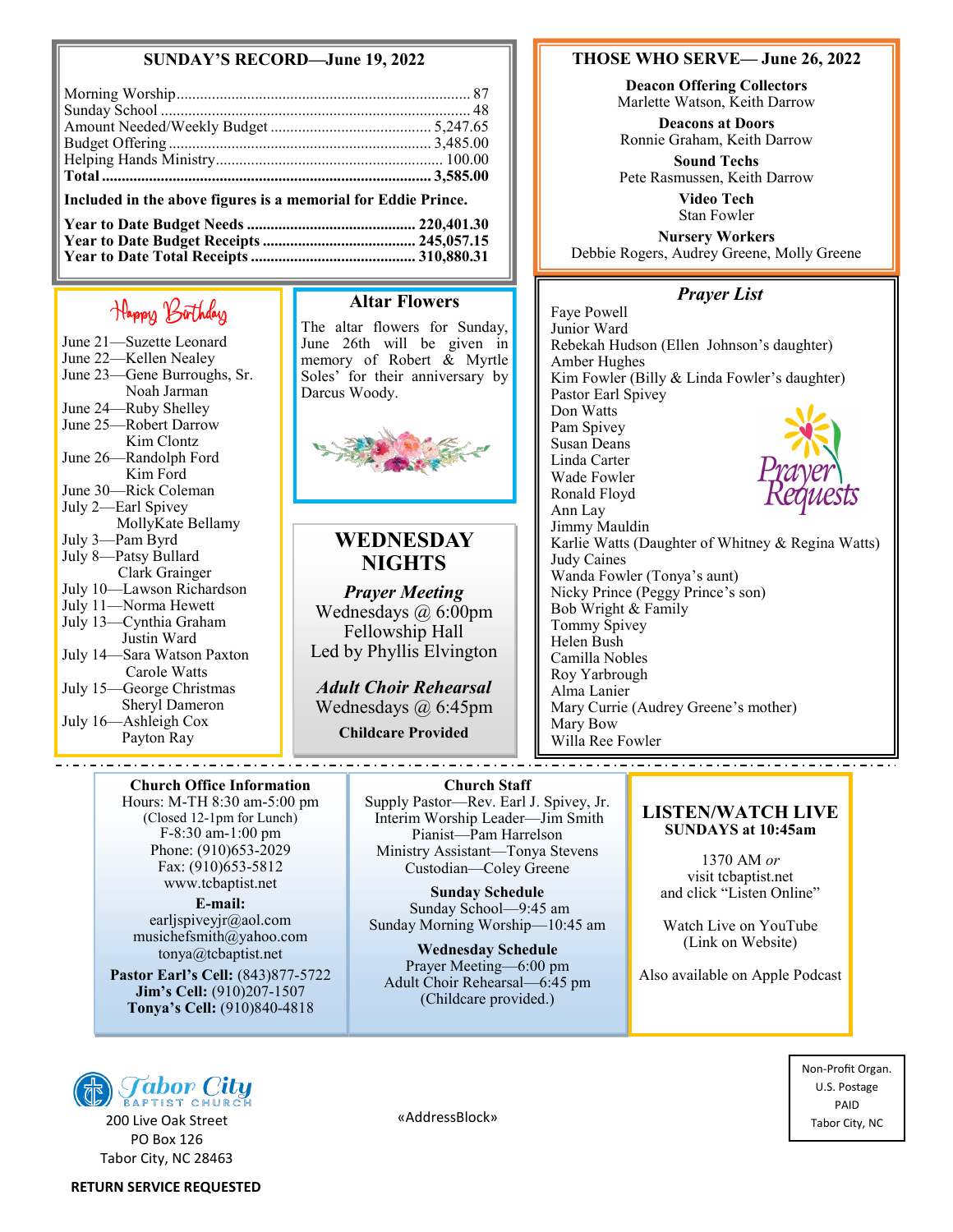## SUNDAY'S RECORD—June 19, 2022

| | |
|---|---|
| Morning Worship | 87 |
| Sunday School | 48 |
| Amount Needed/Weekly Budget | 5,247.65 |
| Budget Offering | 3,485.00 |
| Helping Hands Ministry | 100.00 |
| **Total** | **3,585.00** |

**Included in the above figures is a memorial for Eddie Prince.**

| | |
|---|---|
| **Year to Date Budget Needs** | **220,401.30** |
| **Year to Date Budget Receipts** | **245,057.15** |
| **Year to Date Total Receipts** | **310,880.31** |

## THOSE WHO SERVE— June 26, 2022

**Deacon Offering Collectors**
Marlette Watson, Keith Darrow

**Deacons at Doors**
Ronnie Graham, Keith Darrow

**Sound Techs**
Pete Rasmussen, Keith Darrow

**Video Tech**
Stan Fowler

**Nursery Workers**
Debbie Rogers, Audrey Greene, Molly Greene

## Happy Birthday

June 21—Suzette Leonard
June 22—Kellen Nealey
June 23—Gene Burroughs, Sr.
Noah Jarman
June 24—Ruby Shelley
June 25—Robert Darrow
Kim Clontz
June 26—Randolph Ford
Kim Ford
June 30—Rick Coleman
July 2—Earl Spivey
MollyKate Bellamy
July 3—Pam Byrd
July 8—Patsy Bullard
Clark Grainger
July 10—Lawson Richardson
July 11—Norma Hewett
July 13—Cynthia Graham
Justin Ward
July 14—Sara Watson Paxton
Carole Watts
July 15—George Christmas
Sheryl Dameron
July 16—Ashleigh Cox
Payton Ray

## Altar Flowers

The altar flowers for Sunday, June 26th will be given in memory of Robert & Myrtle Soles' for their anniversary by Darcus Woody.

## WEDNESDAY NIGHTS

***Prayer Meeting***
Wednesdays @ 6:00pm
Fellowship Hall
Led by Phyllis Elvington

***Adult Choir Rehearsal***
Wednesdays @ 6:45pm
**Childcare Provided**

## *Prayer List*

Faye Powell
Junior Ward
Rebekah Hudson (Ellen Johnson's daughter)
Amber Hughes
Kim Fowler (Billy & Linda Fowler's daughter)
Pastor Earl Spivey
Don Watts
Pam Spivey
Susan Deans
Linda Carter
Wade Fowler
Ronald Floyd
Ann Lay
Jimmy Mauldin
Karlie Watts (Daughter of Whitney & Regina Watts)
Judy Caines
Wanda Fowler (Tonya's aunt)
Nicky Prince (Peggy Prince's son)
Bob Wright & Family
Tommy Spivey
Helen Bush
Camilla Nobles
Roy Yarbrough
Alma Lanier
Mary Currie (Audrey Greene's mother)
Mary Bow
Willa Ree Fowler

Prayer Requests

**Church Office Information**
Hours: M-TH 8:30 am-5:00 pm
(Closed 12-1pm for Lunch)
F-8:30 am-1:00 pm
Phone: (910)653-2029
Fax: (910)653-5812
www.tcbaptist.net

**E-mail:**
earljspiveyjr@aol.com
musichefsmith@yahoo.com
tonya@tcbaptist.net

**Pastor Earl's Cell:** (843)877-5722
**Jim's Cell:** (910)207-1507
**Tonya's Cell:** (910)840-4818

**Church Staff**
Supply Pastor—Rev. Earl J. Spivey, Jr.
Interim Worship Leader—Jim Smith
Pianist—Pam Harrelson
Ministry Assistant—Tonya Stevens
Custodian—Coley Greene

**Sunday Schedule**
Sunday School—9:45 am
Sunday Morning Worship—10:45 am

**Wednesday Schedule**
Prayer Meeting—6:00 pm
Adult Choir Rehearsal—6:45 pm
(Childcare provided.)

**LISTEN/WATCH LIVE**
**SUNDAYS at 10:45am**

1370 AM *or*
visit tcbaptist.net
and click "Listen Online"

Watch Live on YouTube
(Link on Website)

Also available on Apple Podcast

Tabor City
BAPTIST CHURCH
200 Live Oak Street
PO Box 126
Tabor City, NC 28463

«AddressBlock»

Non-Profit Organ.
U.S. Postage
PAID
Tabor City, NC

**RETURN SERVICE REQUESTED**